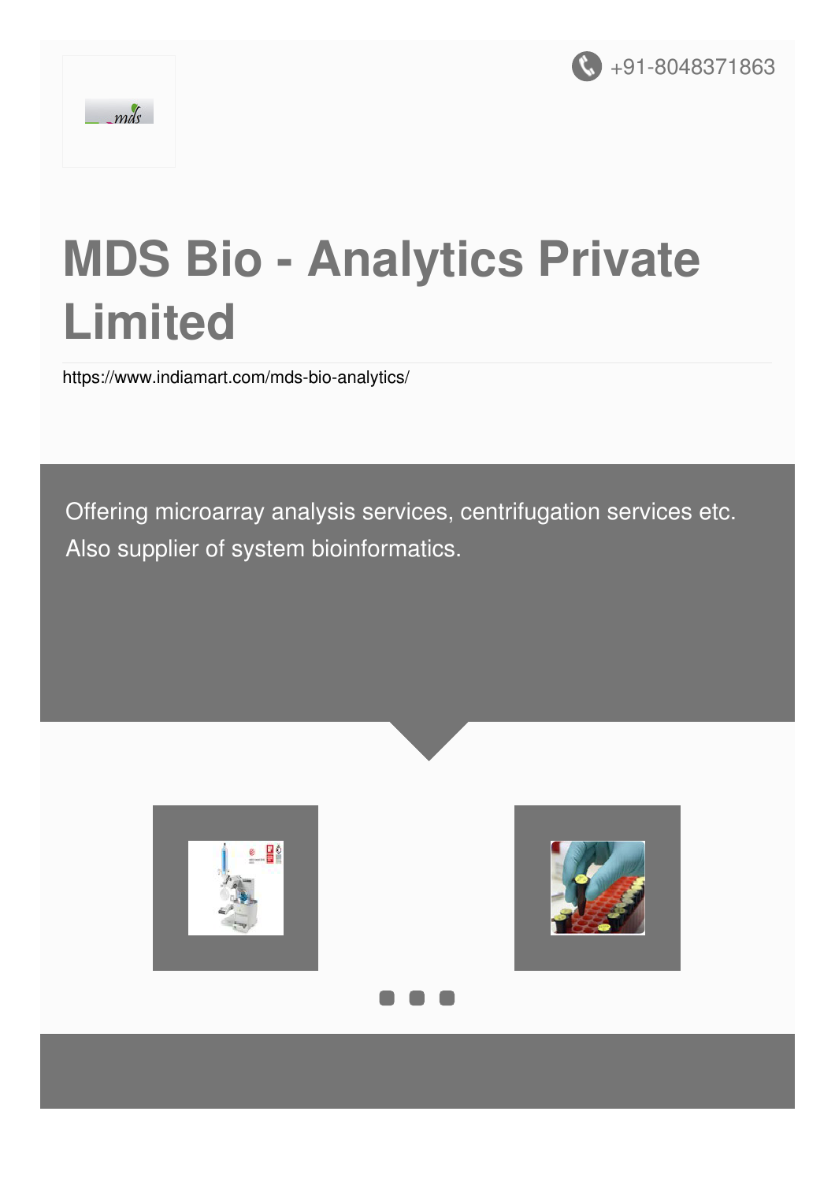+91-8048371863

# MDS Bio - Analytics Private Limited

https://www.indiamart.com/mds-bio-analytics/

Offering microarray analysis services, centrifugation services etc. Also supplier of system bioinformatics.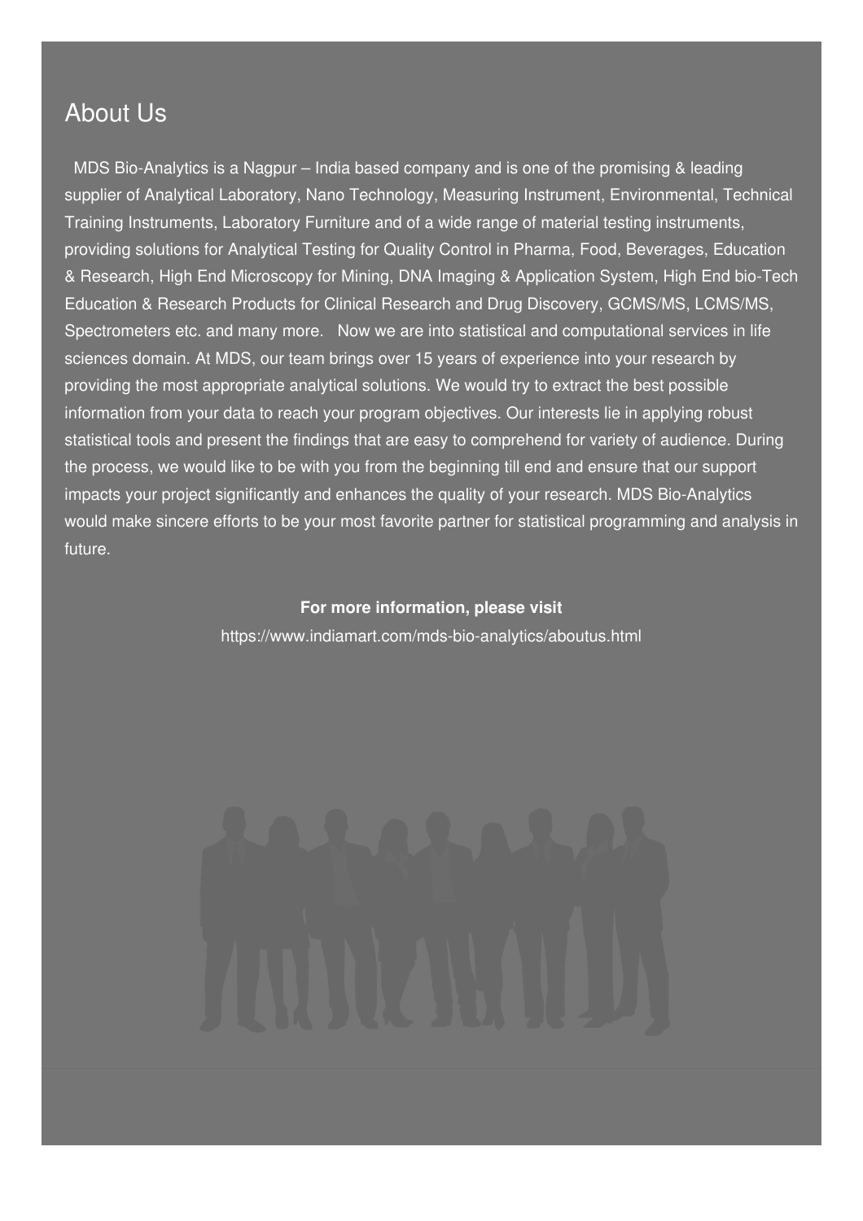## About Us

MDS Bio-Analytics is a Nagpur – India based company and is one of the promising & leading supplier of Analytical Laboratory, Nano Technology, Measuring Instrument, Environmental, Technical Training Instruments, Laboratory Furniture and of a wide range of material testing instruments, providing solutions for Analytical Testing for Quality Control in Pharma, Food, Beverages, Education & Research, High End Microscopy for Mining, DNA Imaging & Application System, High End bio-Tech Education & Research Products for Clinical Research and Drug Discovery, GCMS/MS, LCMS/MS, Spectrometers etc. and many more. Now we are into statistical and computational services in life sciences domain. At MDS, our team brings over 15 years of experience into your research by providing the most appropriate analytical solutions. We would try to extract the best possible information from your data to reach your program objectives. Our interests lie in applying robust statistical tools and present the findings that are easy to comprehend for variety of audience. During the process, we would like to be with you from the beginning till end and ensure that our support impacts your project significantly and enhances the quality of your research. MDS Bio-Analytics would make sincere efforts to be your most favorite partner for statistical programming and analysis in future.

**For more information, please visit**

https://www.indiamart.com/mds-bio-analytics/aboutus.html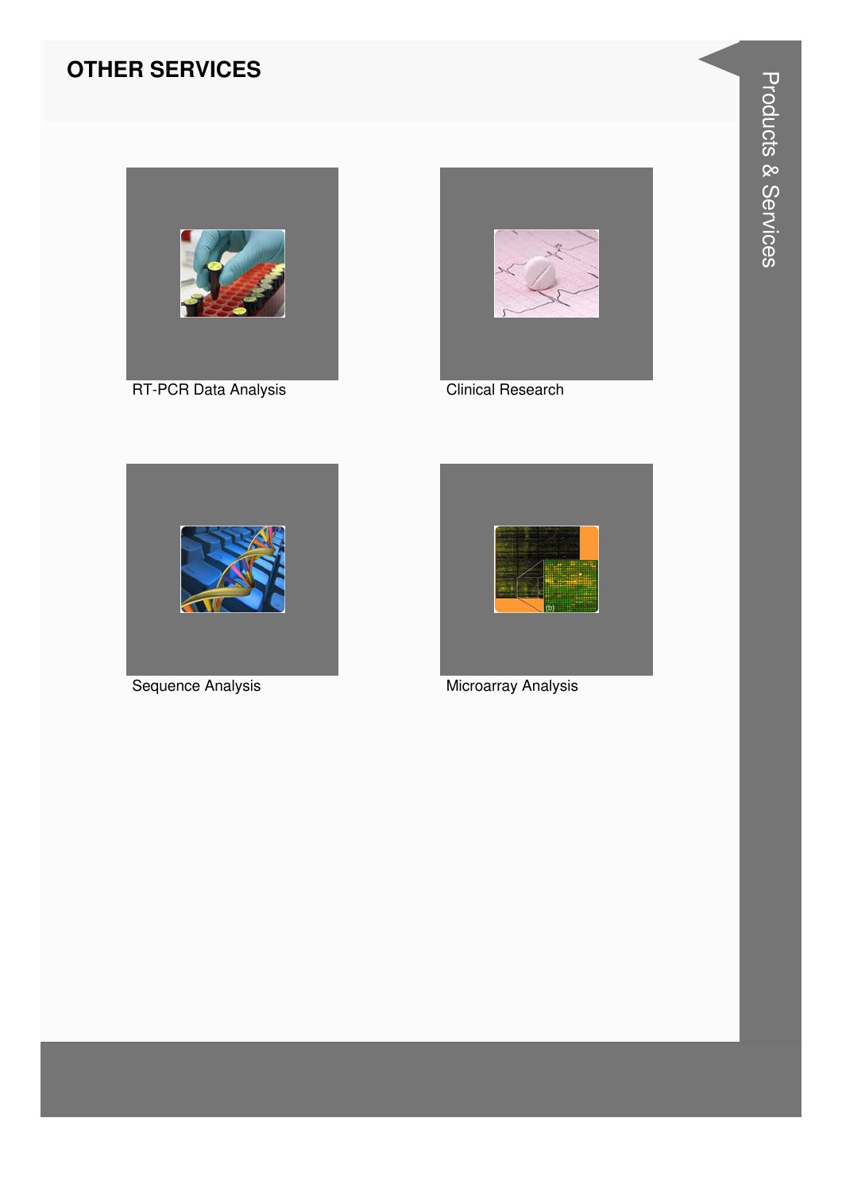## OTHER SERVICES

RT-PCR Data Analysis

Clinical Research

Sequence Analysis

Microarray Analysis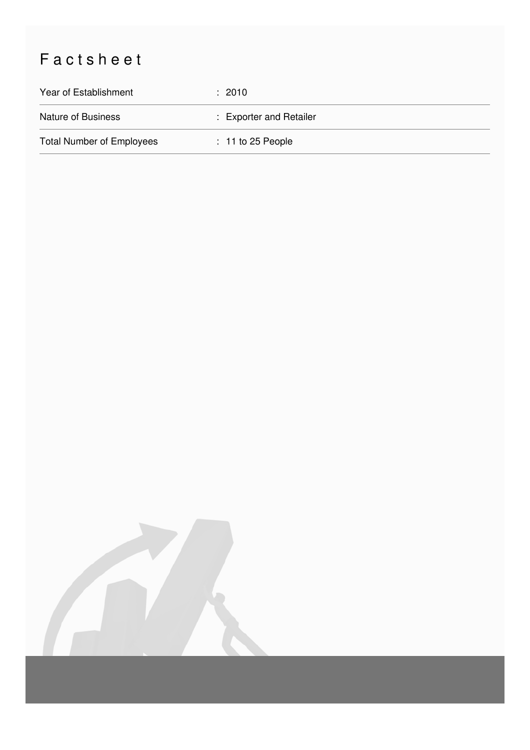# Factsheet

| | |
|---|---|
| Year of Establishment | : 2010 |
| Nature of Business | : Exporter and Retailer |
| Total Number of Employees | : 11 to 25 People |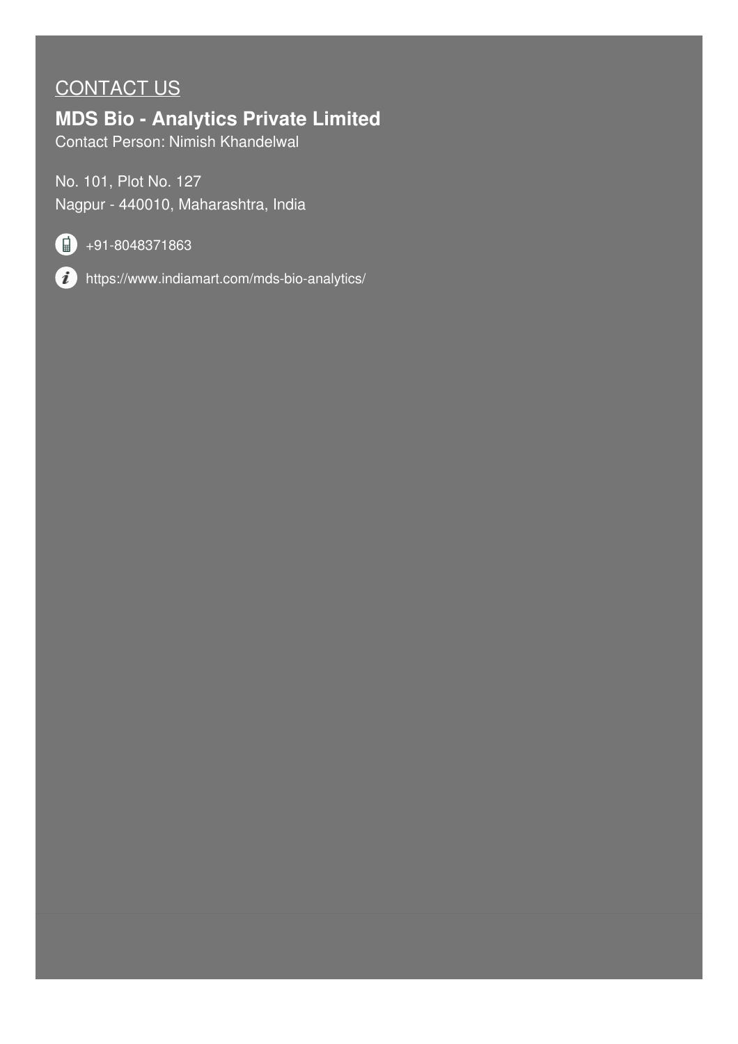## CONTACT US

### MDS Bio - Analytics Private Limited

Contact Person: Nimish Khandelwal

No. 101, Plot No. 127
Nagpur - 440010, Maharashtra, India

+91-8048371863

https://www.indiamart.com/mds-bio-analytics/